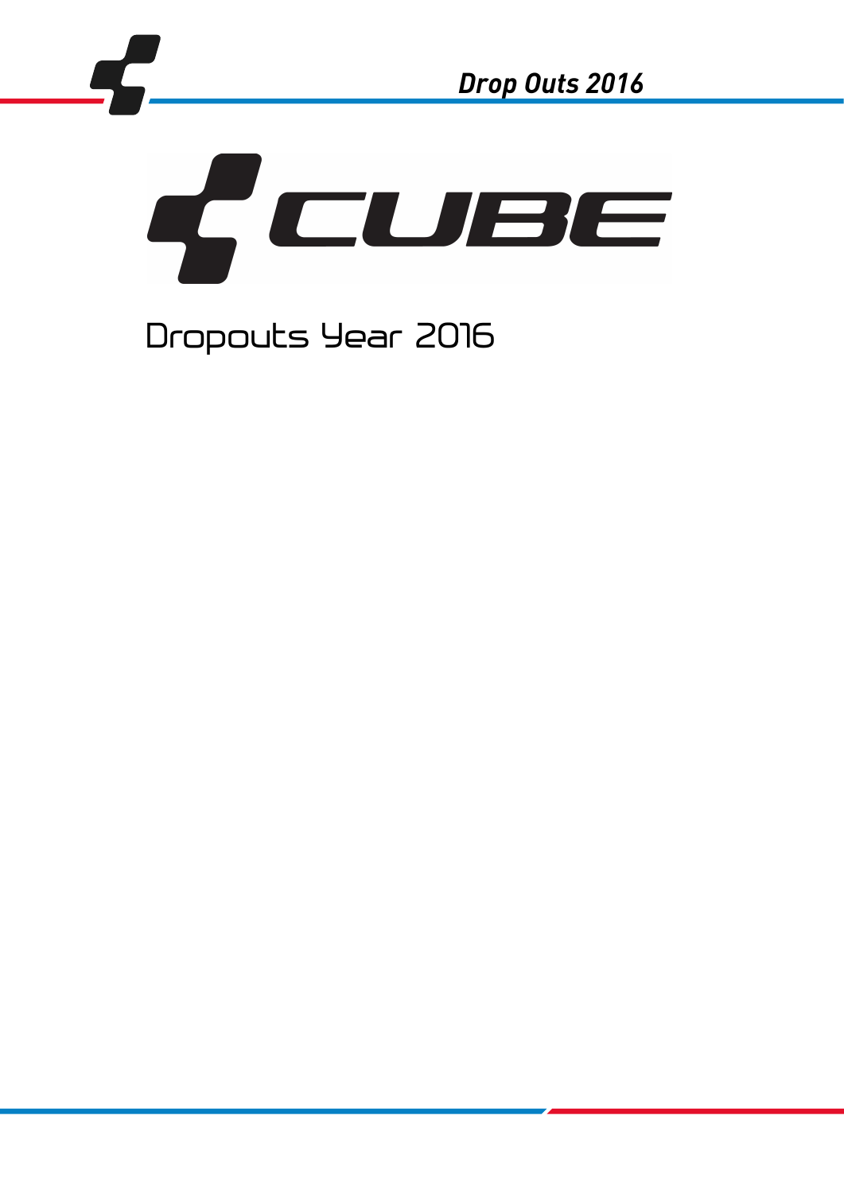# CUBE

Dropouts Year 2016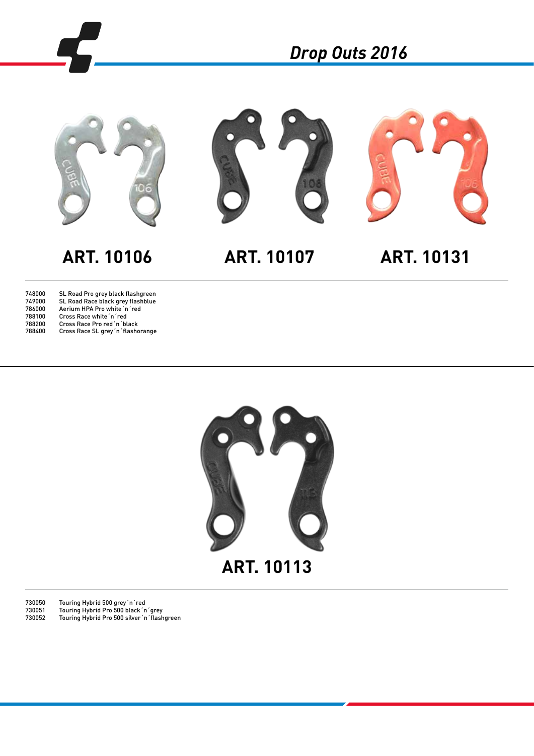# Drop Outs 2016

## ART. 10106

## ART. 10107

## ART. 10131

| | |
|---|---|
| 748000 | SL Road Pro grey black flashgreen |
| 749000 | SL Road Race black grey flashblue |
| 786000 | Aerium HPA Pro white´n´red |
| 788100 | Cross Race white´n´red |
| 788200 | Cross Race Pro red´n´black |
| 788400 | Cross Race SL grey´n´flashorange |

## ART. 10113

| | |
|---|---|
| 730050 | Touring Hybrid 500 grey´n´red |
| 730051 | Touring Hybrid Pro 500 black´n´grey |
| 730052 | Touring Hybrid Pro 500 silver´n´flashgreen |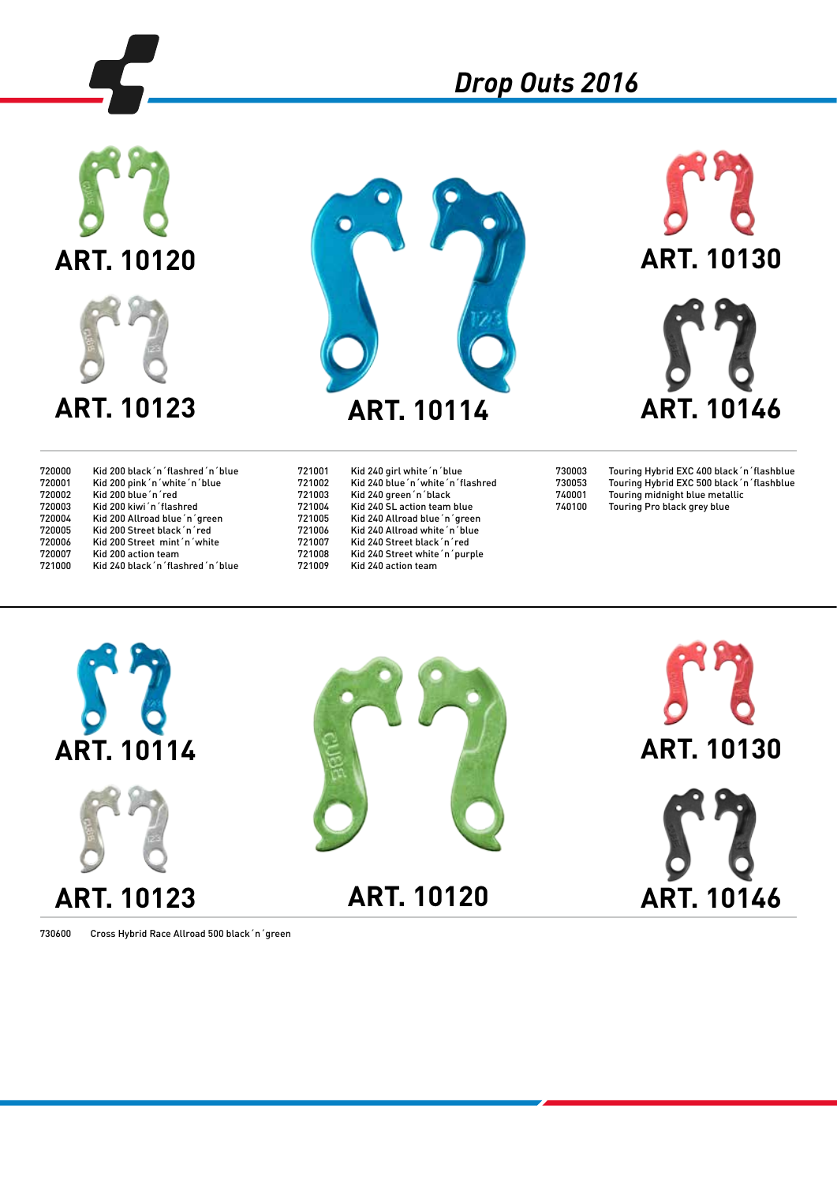# Drop Outs 2016

ART. 10120

ART. 10123

ART. 10114

ART. 10130

ART. 10146

| | |
|---|---|
| 720000 | Kid 200 black´n´flashred´n´blue |
| 720001 | Kid 200 pink´n´white´n´blue |
| 720002 | Kid 200 blue´n´red |
| 720003 | Kid 200 kiwi´n´flashred |
| 720004 | Kid 200 Allroad blue´n´green |
| 720005 | Kid 200 Street black´n´red |
| 720006 | Kid 200 Street mint´n´white |
| 720007 | Kid 200 action team |
| 721000 | Kid 240 black´n´flashred´n´blue |
| 721001 | Kid 240 girl white´n´blue |
| 721002 | Kid 240 blue´n´white´n´flashred |
| 721003 | Kid 240 green´n´black |
| 721004 | Kid 240 SL action team blue |
| 721005 | Kid 240 Allroad blue´n´green |
| 721006 | Kid 240 Allroad white´n´blue |
| 721007 | Kid 240 Street black´n´red |
| 721008 | Kid 240 Street white´n´purple |
| 721009 | Kid 240 action team |
| 730003 | Touring Hybrid EXC 400 black´n´flashblue |
| 730053 | Touring Hybrid EXC 500 black´n´flashblue |
| 740001 | Touring midnight blue metallic |
| 740100 | Touring Pro black grey blue |

ART. 10114

ART. 10123

ART. 10120

ART. 10130

ART. 10146

| | |
|---|---|
| 730600 | Cross Hybrid Race Allroad 500 black´n´green |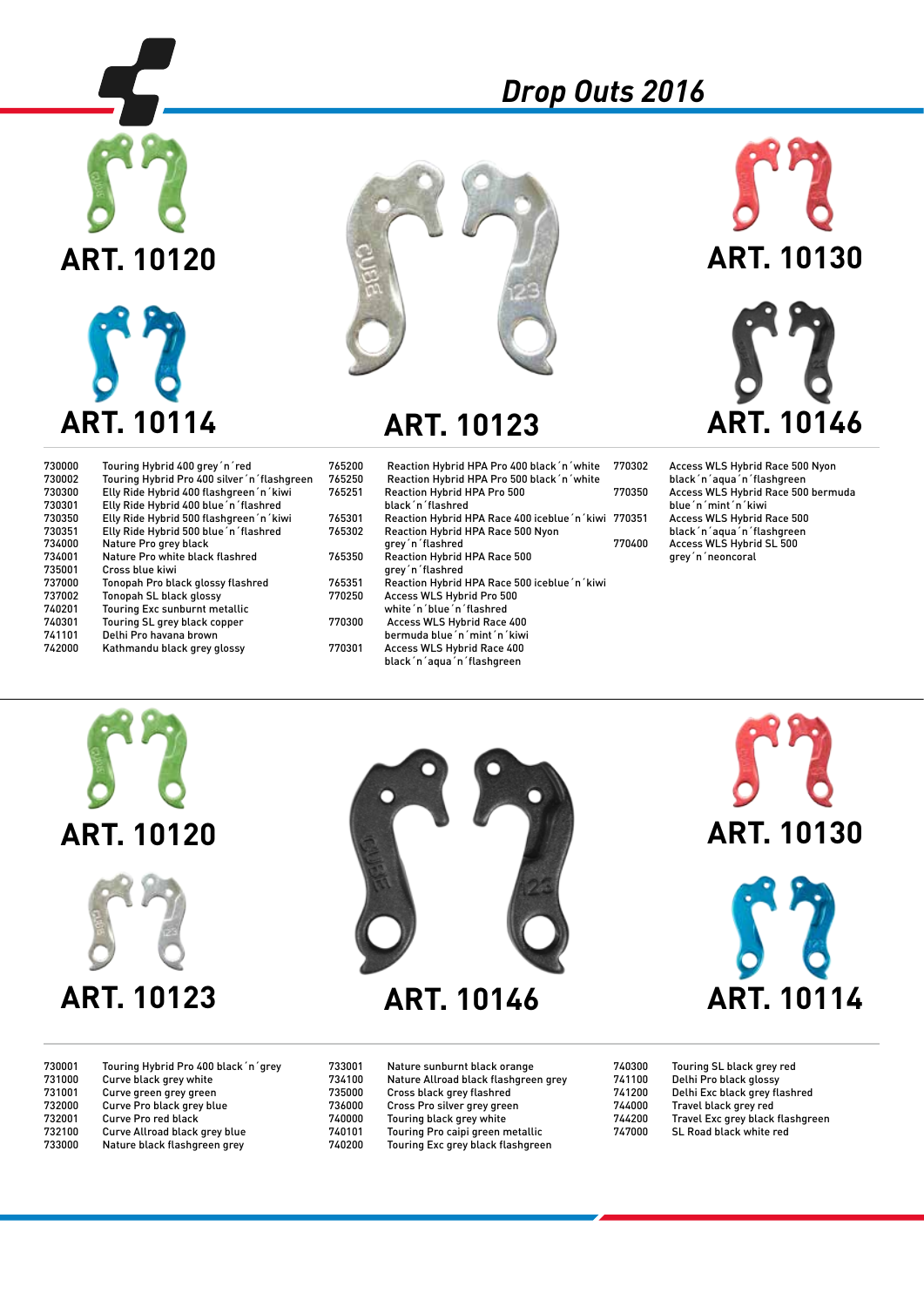# Drop Outs 2016

## ART. 10120

## ART. 10114

## ART. 10123

## ART. 10130

## ART. 10146

| | |
|---|---|
| 730000 | Touring Hybrid 400 grey´n´red |
| 730002 | Touring Hybrid Pro 400 silver´n´flashgreen |
| 730300 | Elly Ride Hybrid 400 flashgreen´n´kiwi |
| 730301 | Elly Ride Hybrid 400 blue´n´flashred |
| 730350 | Elly Ride Hybrid 500 flashgreen´n´kiwi |
| 730351 | Elly Ride Hybrid 500 blue´n´flashred |
| 734000 | Nature Pro grey black |
| 734001 | Nature Pro white black flashred |
| 735001 | Cross blue kiwi |
| 737000 | Tonopah Pro black glossy flashred |
| 737002 | Tonopah SL black glossy |
| 740201 | Touring Exc sunburnt metallic |
| 740301 | Touring SL grey black copper |
| 741101 | Delhi Pro havana brown |
| 742000 | Kathmandu black grey glossy |
| 765200 | Reaction Hybrid HPA Pro 400 black´n´white |
| 765250 | Reaction Hybrid HPA Pro 500 black´n´white |
| 765251 | Reaction Hybrid HPA Pro 500 black´n´flashred |
| 765301 | Reaction Hybrid HPA Race 400 iceblue´n´kiwi |
| 765302 | Reaction Hybrid HPA Race 500 Nyon grey´n´flashred |
| 765350 | Reaction Hybrid HPA Race 500 grey´n´flashred |
| 765351 | Reaction Hybrid HPA Race 500 iceblue´n´kiwi |
| 770250 | Access WLS Hybrid Pro 500 white´n´blue´n´flashred |
| 770300 | Access WLS Hybrid Race 400 bermuda blue´n´mint´n´kiwi |
| 770301 | Access WLS Hybrid Race 400 black´n´aqua´n´flashgreen |
| 770302 | Access WLS Hybrid Race 500 Nyon black´n´aqua´n´flashgreen |
| 770350 | Access WLS Hybrid Race 500 bermuda blue´n´mint´n´kiwi |
| 770351 | Access WLS Hybrid Race 500 black´n´aqua´n´flashgreen |
| 770400 | Access WLS Hybrid SL 500 grey´n´neoncoral |

## ART. 10120

## ART. 10123

## ART. 10146

## ART. 10130

## ART. 10114

| | |
|---|---|
| 730001 | Touring Hybrid Pro 400 black´n´grey |
| 731000 | Curve black grey white |
| 731001 | Curve green grey green |
| 732000 | Curve Pro black grey blue |
| 732001 | Curve Pro red black |
| 732100 | Curve Allroad black grey blue |
| 733000 | Nature black flashgreen grey |
| 733001 | Nature sunburnt black orange |
| 734100 | Nature Allroad black flashgreen grey |
| 735000 | Cross black grey flashred |
| 736000 | Cross Pro silver grey green |
| 740000 | Touring black grey white |
| 740101 | Touring Pro caipi green metallic |
| 740200 | Touring Exc grey black flashgreen |
| 740300 | Touring SL black grey red |
| 741100 | Delhi Pro black glossy |
| 741200 | Delhi Exc black grey flashred |
| 744000 | Travel black grey red |
| 744200 | Travel Exc grey black flashgreen |
| 747000 | SL Road black white red |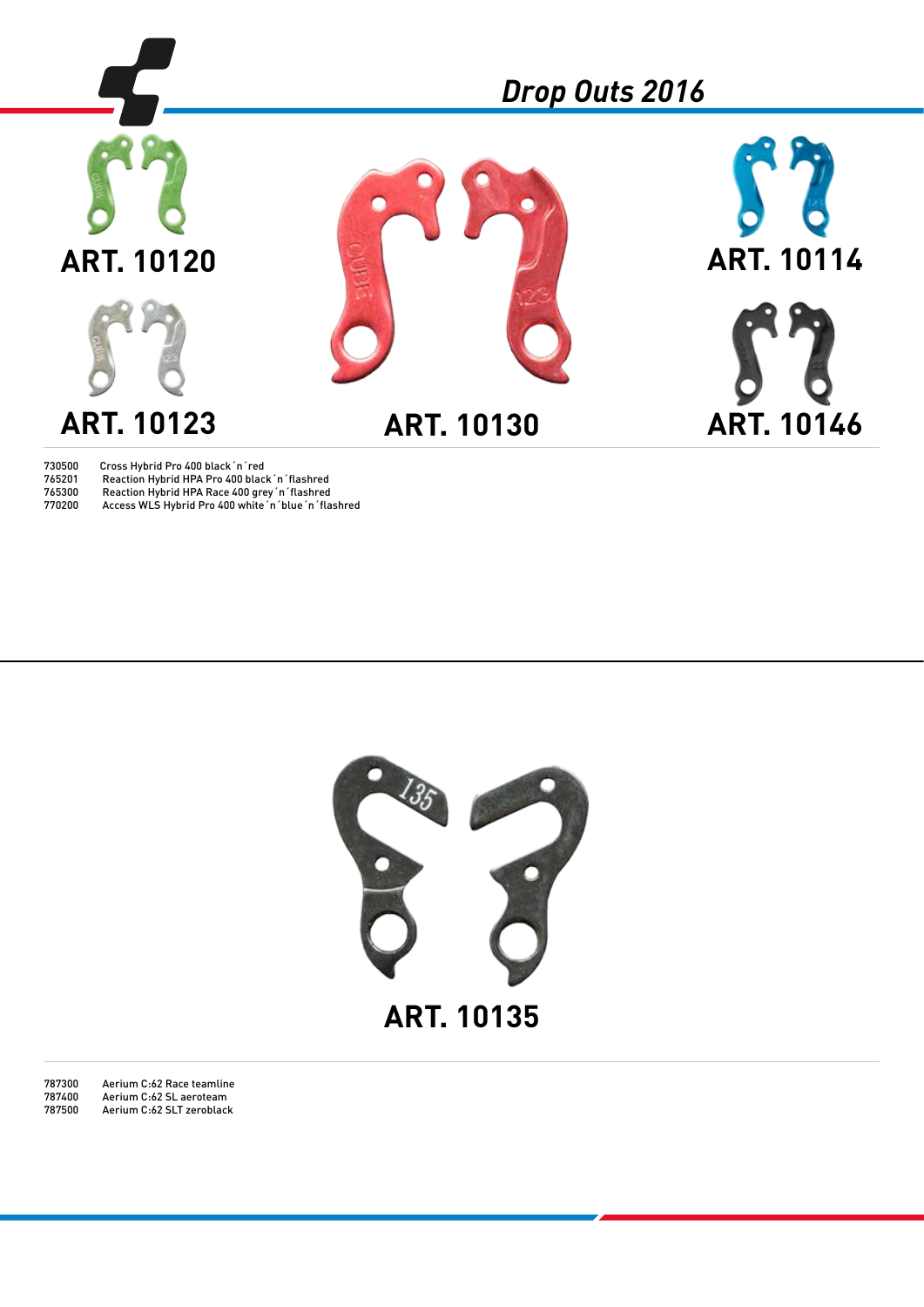## Drop Outs 2016

**ART. 10120**

**ART. 10123**

**ART. 10130**

**ART. 10114**

**ART. 10146**

| | |
|---|---|
| 730500 | Cross Hybrid Pro 400 black´n´red |
| 765201 | Reaction Hybrid HPA Pro 400 black´n´flashred |
| 765300 | Reaction Hybrid HPA Race 400 grey´n´flashred |
| 770200 | Access WLS Hybrid Pro 400 white´n´blue´n´flashred |

**ART. 10135**

| | |
|---|---|
| 787300 | Aerium C:62 Race teamline |
| 787400 | Aerium C:62 SL aeroteam |
| 787500 | Aerium C:62 SLT zeroblack |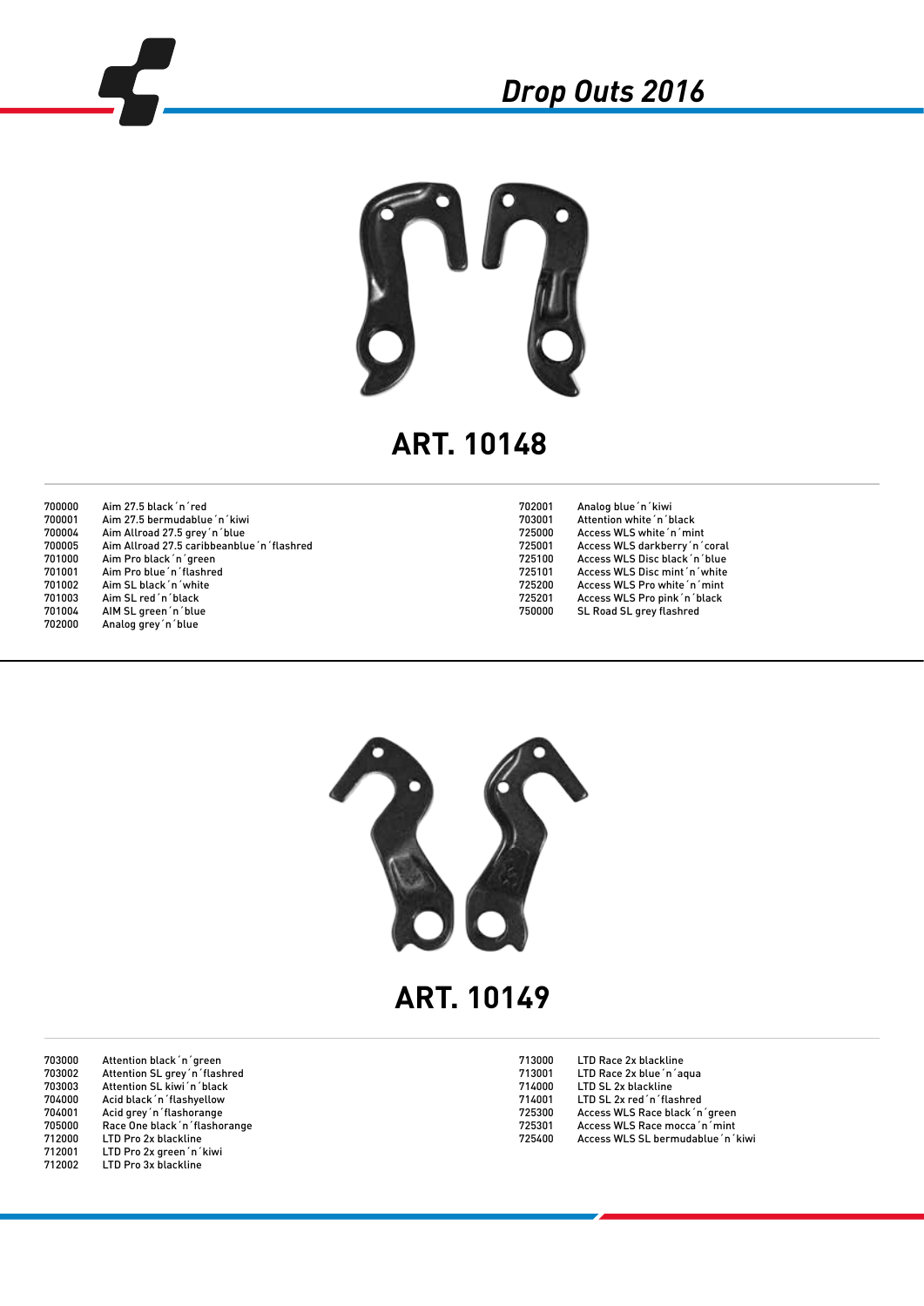# Drop Outs 2016

## ART. 10148

| | |
|---|---|
| 700000 | Aim 27.5 black´n´red |
| 700001 | Aim 27.5 bermudablue´n´kiwi |
| 700004 | Aim Allroad 27.5 grey´n´blue |
| 700005 | Aim Allroad 27.5 caribbeanblue´n´flashred |
| 701000 | Aim Pro black´n´green |
| 701001 | Aim Pro blue´n´flashred |
| 701002 | Aim SL black´n´white |
| 701003 | Aim SL red´n´black |
| 701004 | AIM SL green´n´blue |
| 702000 | Analog grey´n´blue |
| 702001 | Analog blue´n´kiwi |
| 703001 | Attention white´n´black |
| 725000 | Access WLS white´n´mint |
| 725001 | Access WLS darkberry´n´coral |
| 725100 | Access WLS Disc black´n´blue |
| 725101 | Access WLS Disc mint´n´white |
| 725200 | Access WLS Pro white´n´mint |
| 725201 | Access WLS Pro pink´n´black |
| 750000 | SL Road SL grey flashred |

## ART. 10149

| | |
|---|---|
| 703000 | Attention black´n´green |
| 703002 | Attention SL grey´n´flashred |
| 703003 | Attention SL kiwi´n´black |
| 704000 | Acid black´n´flashyellow |
| 704001 | Acid grey´n´flashorange |
| 705000 | Race One black´n´flashorange |
| 712000 | LTD Pro 2x blackline |
| 712001 | LTD Pro 2x green´n´kiwi |
| 712002 | LTD Pro 3x blackline |
| 713000 | LTD Race 2x blackline |
| 713001 | LTD Race 2x blue´n´aqua |
| 714000 | LTD SL 2x blackline |
| 714001 | LTD SL 2x red´n´flashred |
| 725300 | Access WLS Race black´n´green |
| 725301 | Access WLS Race mocca´n´mint |
| 725400 | Access WLS SL bermudablue´n´kiwi |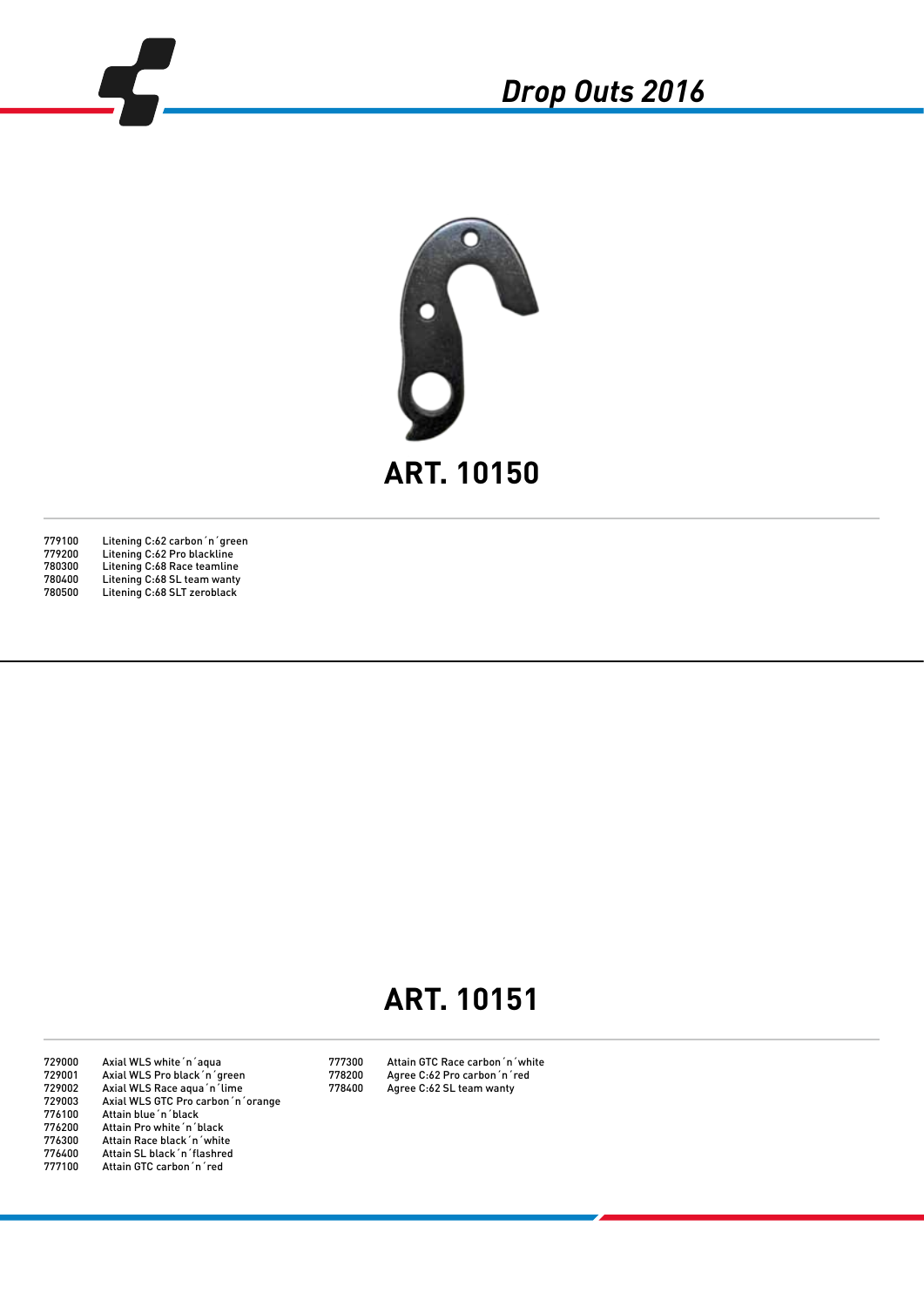# Drop Outs 2016

## ART. 10150

| | |
|---|---|
| 779100 | Litening C:62 carbon´n´green |
| 779200 | Litening C:62 Pro blackline |
| 780300 | Litening C:68 Race teamline |
| 780400 | Litening C:68 SL team wanty |
| 780500 | Litening C:68 SLT zeroblack |

## ART. 10151

| | |
|---|---|
| 729000 | Axial WLS white´n´aqua |
| 729001 | Axial WLS Pro black´n´green |
| 729002 | Axial WLS Race aqua´n´lime |
| 729003 | Axial WLS GTC Pro carbon´n´orange |
| 776100 | Attain blue´n´black |
| 776200 | Attain Pro white´n´black |
| 776300 | Attain Race black´n´white |
| 776400 | Attain SL black´n´flashred |
| 777100 | Attain GTC carbon´n´red |
| 777300 | Attain GTC Race carbon´n´white |
| 778200 | Agree C:62 Pro carbon´n´red |
| 778400 | Agree C:62 SL team wanty |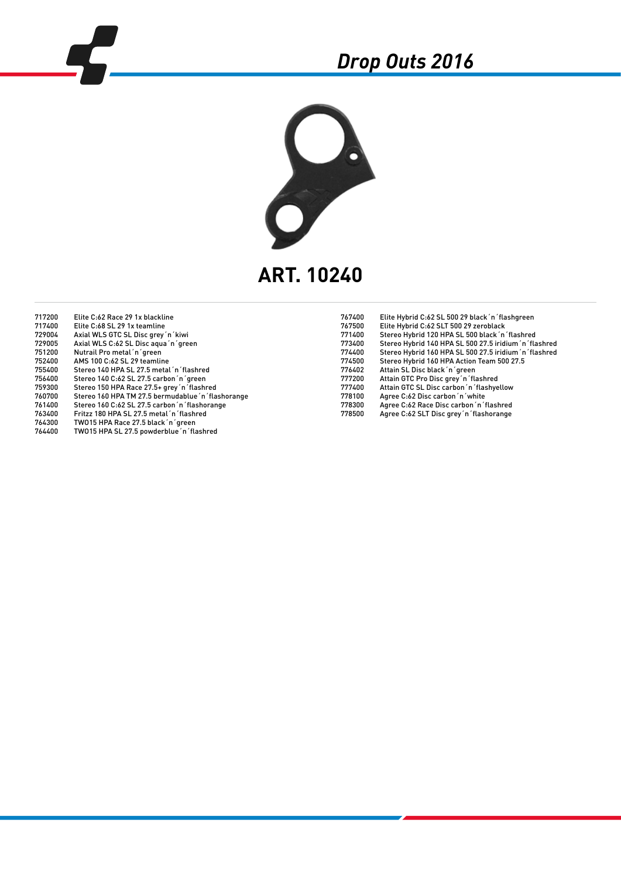# Drop Outs 2016

## ART. 10240

| | |
|---|---|
| 717200 | Elite C:62 Race 29 1x blackline |
| 717400 | Elite C:68 SL 29 1x teamline |
| 729004 | Axial WLS GTC SL Disc grey´n´kiwi |
| 729005 | Axial WLS C:62 SL Disc aqua´n´green |
| 751200 | Nutrail Pro metal´n´green |
| 752400 | AMS 100 C:62 SL 29 teamline |
| 755400 | Stereo 140 HPA SL 27.5 metal´n´flashred |
| 756400 | Stereo 140 C:62 SL 27.5 carbon´n´green |
| 759300 | Stereo 150 HPA Race 27.5+ grey´n´flashred |
| 760700 | Stereo 160 HPA TM 27.5 bermudablue´n´flashorange |
| 761400 | Stereo 160 C:62 SL 27.5 carbon´n´flashorange |
| 763400 | Fritzz 180 HPA SL 27.5 metal´n´flashred |
| 764300 | TWO15 HPA Race 27.5 black´n´green |
| 764400 | TWO15 HPA SL 27.5 powderblue´n´flashred |
| 767400 | Elite Hybrid C:62 SL 500 29 black´n´flashgreen |
| 767500 | Elite Hybrid C:62 SLT 500 29 zeroblack |
| 771400 | Stereo Hybrid 120 HPA SL 500 black´n´flashred |
| 773400 | Stereo Hybrid 140 HPA SL 500 27.5 iridium´n´flashred |
| 774400 | Stereo Hybrid 160 HPA SL 500 27.5 iridium´n´flashred |
| 774500 | Stereo Hybrid 160 HPA Action Team 500 27.5 |
| 776402 | Attain SL Disc black´n´green |
| 777200 | Attain GTC Pro Disc grey´n´flashred |
| 777400 | Attain GTC SL Disc carbon´n´flashyellow |
| 778100 | Agree C:62 Disc carbon´n´white |
| 778300 | Agree C:62 Race Disc carbon´n´flashred |
| 778500 | Agree C:62 SLT Disc grey´n´flashorange |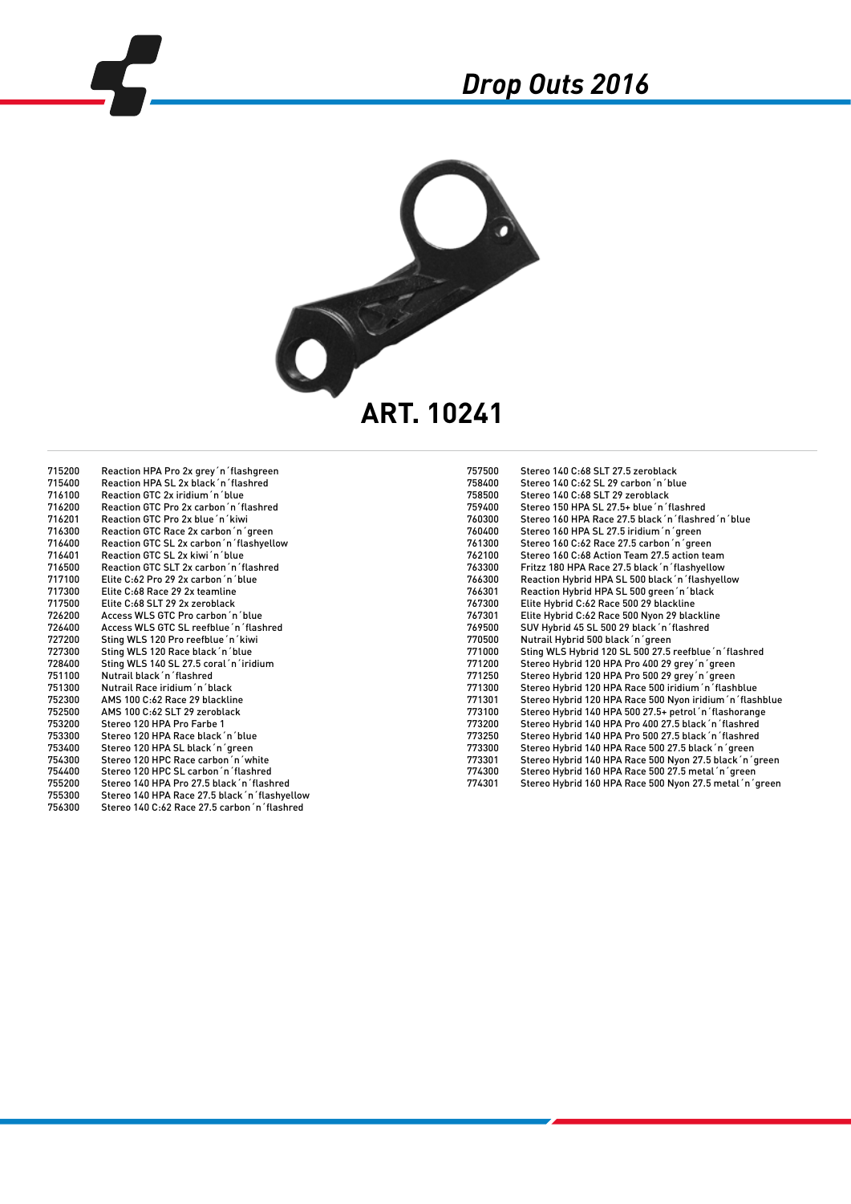# Drop Outs 2016

## ART. 10241

| | |
|---|---|
| 715200 | Reaction HPA Pro 2x grey´n´flashgreen |
| 715400 | Reaction HPA SL 2x black´n´flashred |
| 716100 | Reaction GTC 2x iridium´n´blue |
| 716200 | Reaction GTC Pro 2x carbon´n´flashred |
| 716201 | Reaction GTC Pro 2x blue´n´kiwi |
| 716300 | Reaction GTC Race 2x carbon´n´green |
| 716400 | Reaction GTC SL 2x carbon´n´flashyellow |
| 716401 | Reaction GTC SL 2x kiwi´n´blue |
| 716500 | Reaction GTC SLT 2x carbon´n´flashred |
| 717100 | Elite C:62 Pro 29 2x carbon´n´blue |
| 717300 | Elite C:68 Race 29 2x teamline |
| 717500 | Elite C:68 SLT 29 2x zeroblack |
| 726200 | Access WLS GTC Pro carbon´n´blue |
| 726400 | Access WLS GTC SL reefblue´n´flashred |
| 727200 | Sting WLS 120 Pro reefblue´n´kiwi |
| 727300 | Sting WLS 120 Race black´n´blue |
| 728400 | Sting WLS 140 SL 27.5 coral´n´iridium |
| 751100 | Nutrail black´n´flashred |
| 751300 | Nutrail Race iridium´n´black |
| 752300 | AMS 100 C:62 Race 29 blackline |
| 752500 | AMS 100 C:62 SLT 29 zeroblack |
| 753200 | Stereo 120 HPA Pro Farbe 1 |
| 753300 | Stereo 120 HPA Race black´n´blue |
| 753400 | Stereo 120 HPA SL black´n´green |
| 754300 | Stereo 120 HPC Race carbon´n´white |
| 754400 | Stereo 120 HPC SL carbon´n´flashred |
| 755200 | Stereo 140 HPA Pro 27.5 black´n´flashred |
| 755300 | Stereo 140 HPA Race 27.5 black´n´flashyellow |
| 756300 | Stereo 140 C:62 Race 27.5 carbon´n´flashred |
| 757500 | Stereo 140 C:68 SLT 27.5 zeroblack |
| 758400 | Stereo 140 C:62 SL 29 carbon´n´blue |
| 758500 | Stereo 140 C:68 SLT 29 zeroblack |
| 759400 | Stereo 150 HPA SL 27.5+ blue´n´flashred |
| 760300 | Stereo 160 HPA Race 27.5 black´n´flashred´n´blue |
| 760400 | Stereo 160 HPA SL 27.5 iridium´n´green |
| 761300 | Stereo 160 C:62 Race 27.5 carbon´n´green |
| 762100 | Stereo 160 C:68 Action Team 27.5 action team |
| 763300 | Fritzz 180 HPA Race 27.5 black´n´flashyellow |
| 766300 | Reaction Hybrid HPA SL 500 black´n´flashyellow |
| 766301 | Reaction Hybrid HPA SL 500 green´n´black |
| 767300 | Elite Hybrid C:62 Race 500 29 blackline |
| 767301 | Elite Hybrid C:62 Race 500 Nyon 29 blackline |
| 769500 | SUV Hybrid 45 SL 500 29 black´n´flashred |
| 770500 | Nutrail Hybrid 500 black´n´green |
| 771000 | Sting WLS Hybrid 120 SL 500 27.5 reefblue´n´flashred |
| 771200 | Stereo Hybrid 120 HPA Pro 400 29 grey´n´green |
| 771250 | Stereo Hybrid 120 HPA Pro 500 29 grey´n´green |
| 771300 | Stereo Hybrid 120 HPA Race 500 iridium´n´flashblue |
| 771301 | Stereo Hybrid 120 HPA Race 500 Nyon iridium´n´flashblue |
| 773100 | Stereo Hybrid 140 HPA 500 27.5+ petrol´n´flashorange |
| 773200 | Stereo Hybrid 140 HPA Pro 400 27.5 black´n´flashred |
| 773250 | Stereo Hybrid 140 HPA Pro 500 27.5 black´n´flashred |
| 773300 | Stereo Hybrid 140 HPA Race 500 27.5 black´n´green |
| 773301 | Stereo Hybrid 140 HPA Race 500 Nyon 27.5 black´n´green |
| 774300 | Stereo Hybrid 160 HPA Race 500 27.5 metal´n´green |
| 774301 | Stereo Hybrid 160 HPA Race 500 Nyon 27.5 metal´n´green |